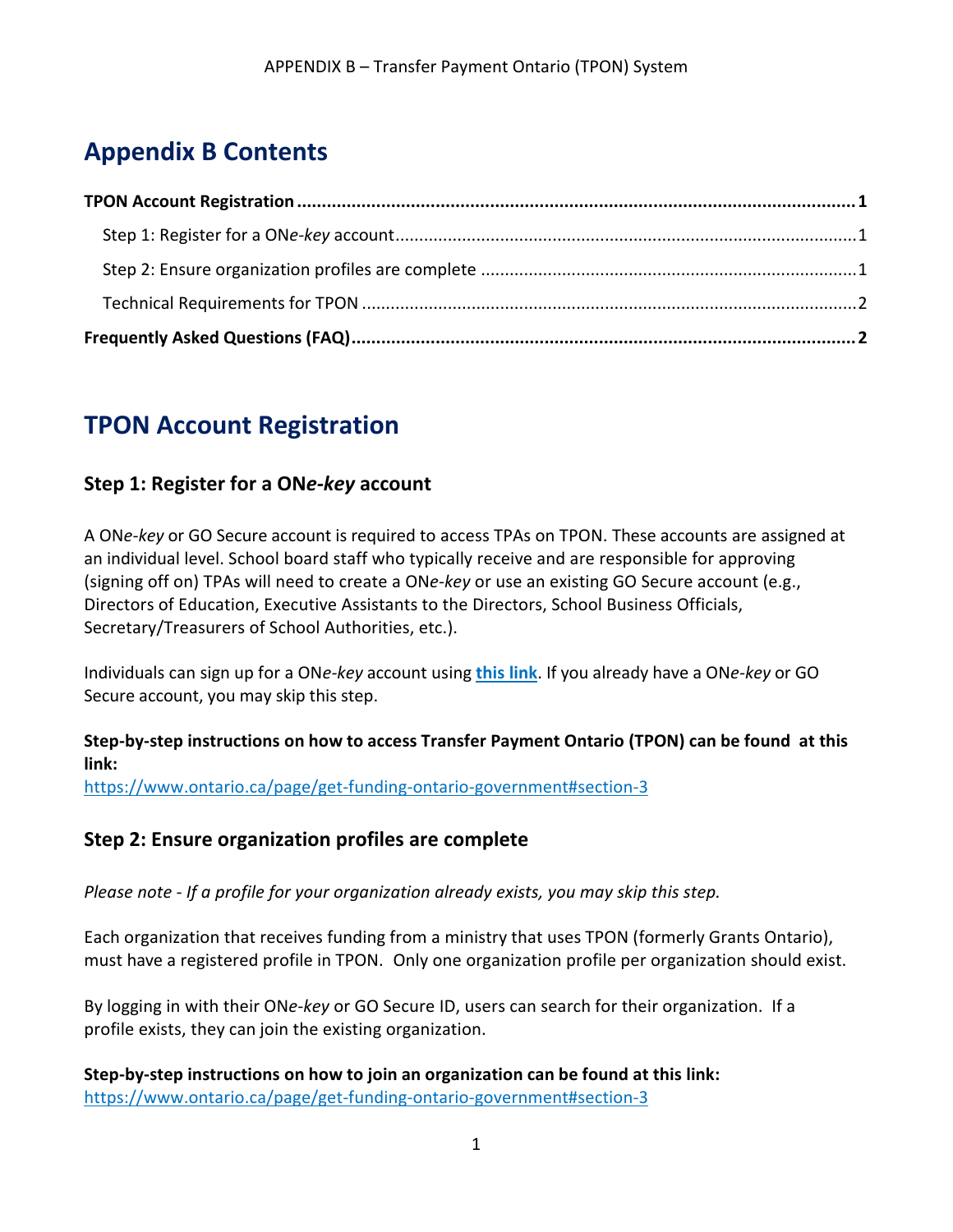# Appendix B Contents

**TPON Account Registration** .......... **1**

Step 1: Register for a ON*e-key* account .......... 1

Step 2: Ensure organization profiles are complete .......... 1

Technical Requirements for TPON .......... 2

**Frequently Asked Questions (FAQ)** .......... **2**

# TPON Account Registration

## Step 1: Register for a ON*e-key* account

A ON*e-key* or GO Secure account is required to access TPAs on TPON. These accounts are assigned at an individual level. School board staff who typically receive and are responsible for approving (signing off on) TPAs will need to create a ON*e-key* or use an existing GO Secure account (e.g., Directors of Education, Executive Assistants to the Directors, School Business Officials, Secretary/Treasurers of School Authorities, etc.).

Individuals can sign up for a ON*e-key* account using **this link**. If you already have a ON*e-key* or GO Secure account, you may skip this step.

**Step-by-step instructions on how to access Transfer Payment Ontario (TPON) can be found at this link:**
https://www.ontario.ca/page/get-funding-ontario-government#section-3

## Step 2: Ensure organization profiles are complete

*Please note - If a profile for your organization already exists, you may skip this step.*

Each organization that receives funding from a ministry that uses TPON (formerly Grants Ontario), must have a registered profile in TPON. Only one organization profile per organization should exist.

By logging in with their ON*e-key* or GO Secure ID, users can search for their organization. If a profile exists, they can join the existing organization.

**Step-by-step instructions on how to join an organization can be found at this link:**
https://www.ontario.ca/page/get-funding-ontario-government#section-3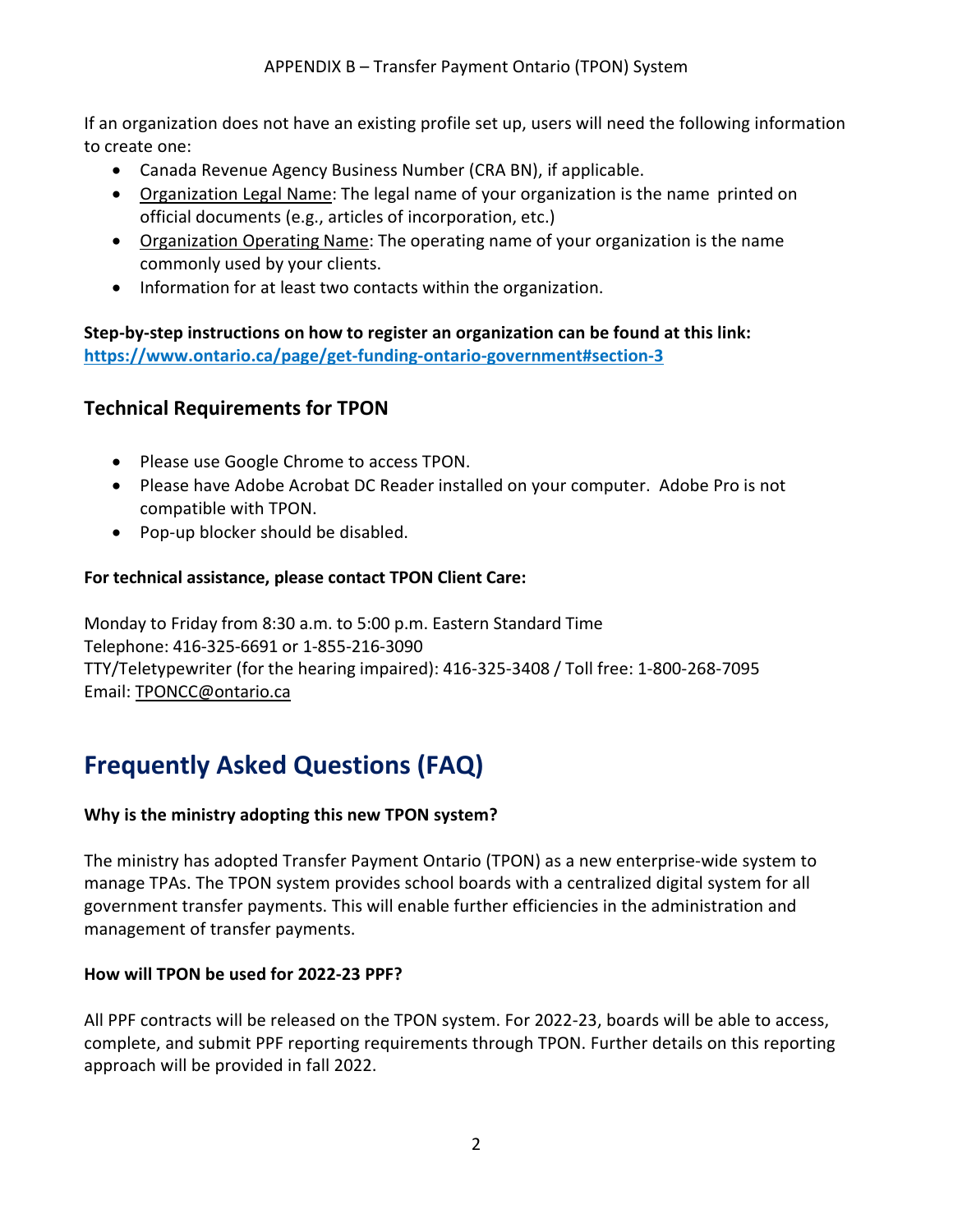If an organization does not have an existing profile set up, users will need the following information to create one:

- Canada Revenue Agency Business Number (CRA BN), if applicable.
- Organization Legal Name: The legal name of your organization is the name printed on official documents (e.g., articles of incorporation, etc.)
- Organization Operating Name: The operating name of your organization is the name commonly used by your clients.
- Information for at least two contacts within the organization.

**Step-by-step instructions on how to register an organization can be found at this link:**
**https://www.ontario.ca/page/get-funding-ontario-government#section-3**

## Technical Requirements for TPON

- Please use Google Chrome to access TPON.
- Please have Adobe Acrobat DC Reader installed on your computer. Adobe Pro is not compatible with TPON.
- Pop-up blocker should be disabled.

**For technical assistance, please contact TPON Client Care:**

Monday to Friday from 8:30 a.m. to 5:00 p.m. Eastern Standard Time
Telephone: 416-325-6691 or 1-855-216-3090
TTY/Teletypewriter (for the hearing impaired): 416-325-3408 / Toll free: 1-800-268-7095
Email: TPONCC@ontario.ca

# Frequently Asked Questions (FAQ)

**Why is the ministry adopting this new TPON system?**

The ministry has adopted Transfer Payment Ontario (TPON) as a new enterprise-wide system to manage TPAs. The TPON system provides school boards with a centralized digital system for all government transfer payments. This will enable further efficiencies in the administration and management of transfer payments.

**How will TPON be used for 2022-23 PPF?**

All PPF contracts will be released on the TPON system. For 2022-23, boards will be able to access, complete, and submit PPF reporting requirements through TPON. Further details on this reporting approach will be provided in fall 2022.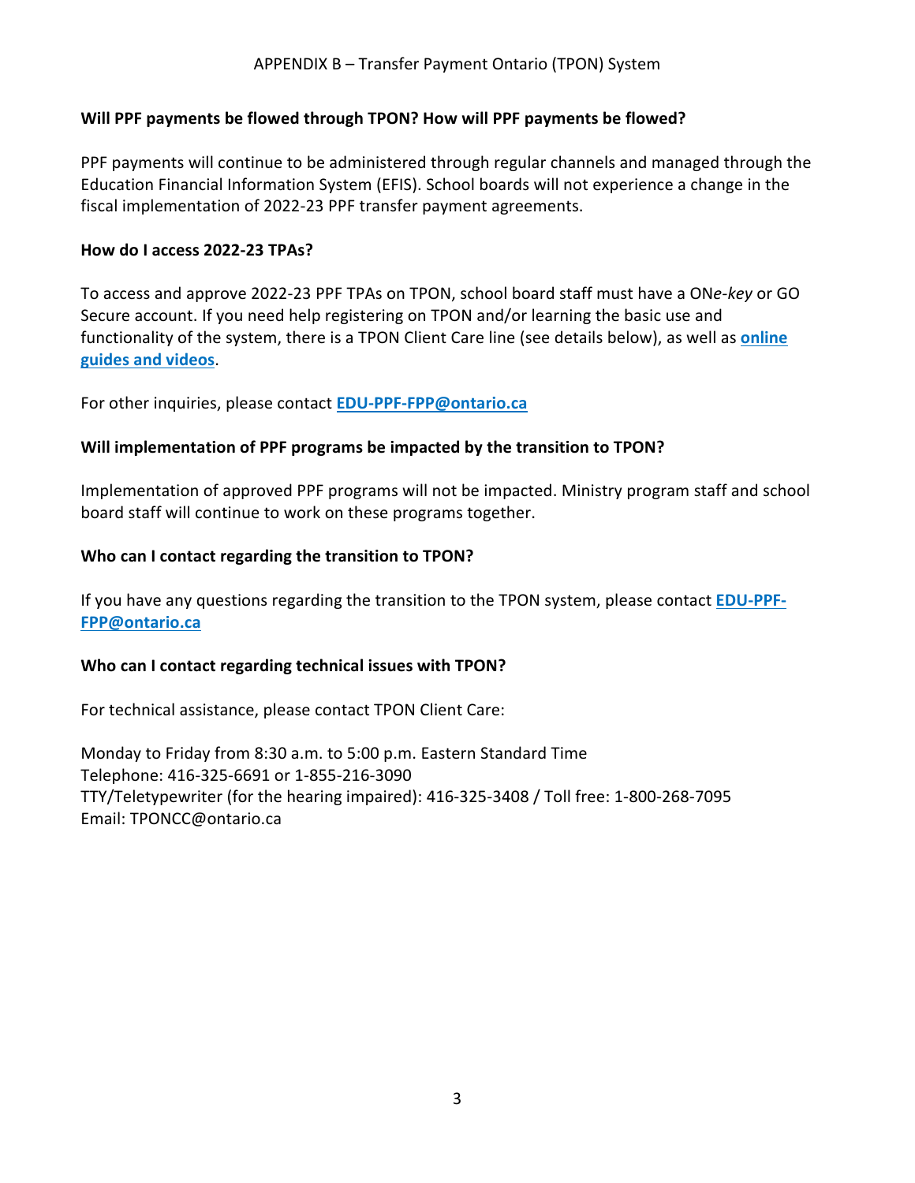APPENDIX B – Transfer Payment Ontario (TPON) System

**Will PPF payments be flowed through TPON? How will PPF payments be flowed?**

PPF payments will continue to be administered through regular channels and managed through the Education Financial Information System (EFIS). School boards will not experience a change in the fiscal implementation of 2022-23 PPF transfer payment agreements.

**How do I access 2022-23 TPAs?**

To access and approve 2022-23 PPF TPAs on TPON, school board staff must have a ON*e-key* or GO Secure account. If you need help registering on TPON and/or learning the basic use and functionality of the system, there is a TPON Client Care line (see details below), as well as **online guides and videos**.

For other inquiries, please contact **EDU-PPF-FPP@ontario.ca**

**Will implementation of PPF programs be impacted by the transition to TPON?**

Implementation of approved PPF programs will not be impacted. Ministry program staff and school board staff will continue to work on these programs together.

**Who can I contact regarding the transition to TPON?**

If you have any questions regarding the transition to the TPON system, please contact **EDU-PPF-FPP@ontario.ca**

**Who can I contact regarding technical issues with TPON?**

For technical assistance, please contact TPON Client Care:

Monday to Friday from 8:30 a.m. to 5:00 p.m. Eastern Standard Time
Telephone: 416-325-6691 or 1-855-216-3090
TTY/Teletypewriter (for the hearing impaired): 416-325-3408 / Toll free: 1-800-268-7095
Email: TPONCC@ontario.ca